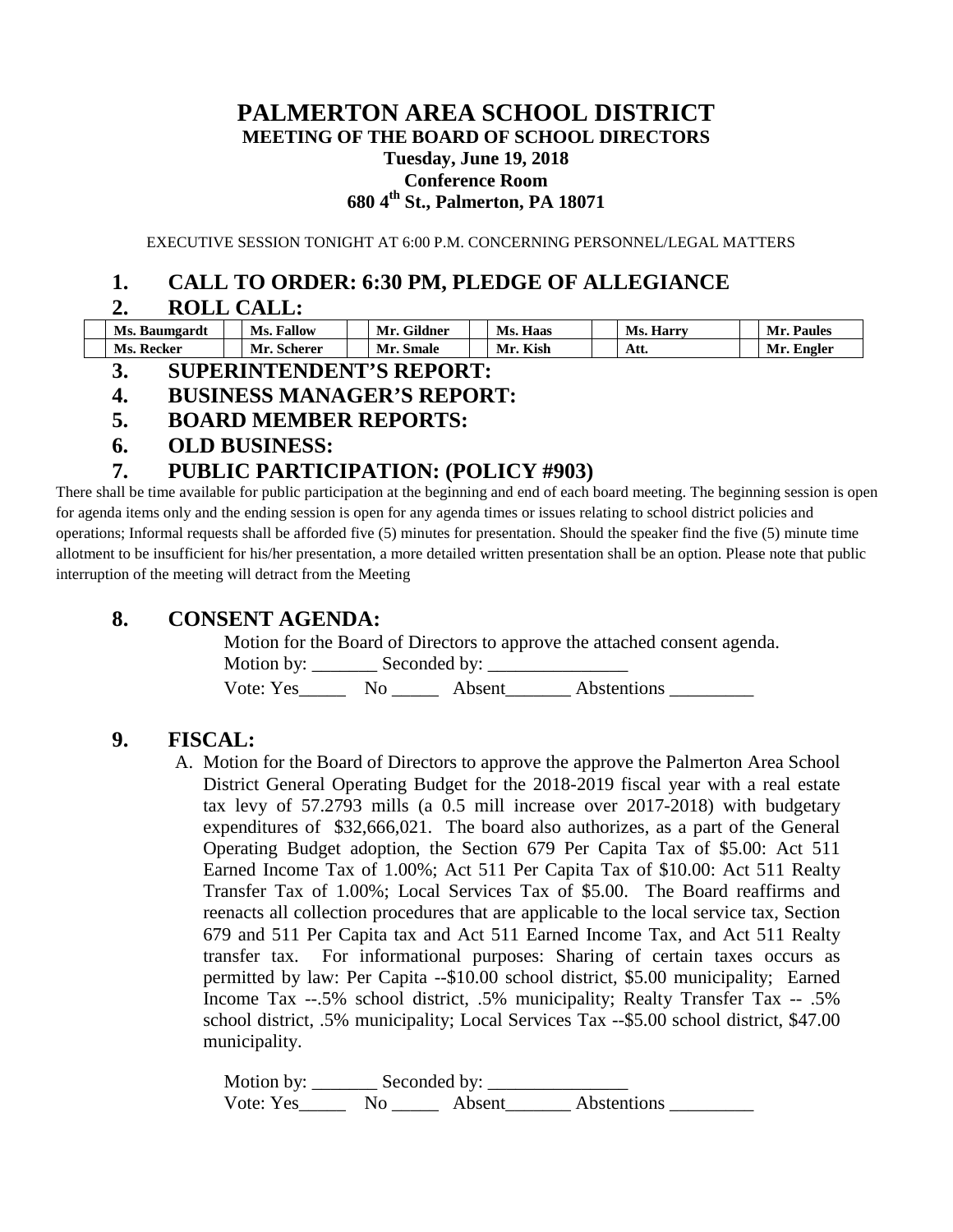# PALMERTON AREA SCHOOL DISTRICT

## MEETING OF THE BOARD OF SCHOOL DIRECTORS

**Tuesday, June 19, 2018**

**Conference Room**

**680 4th St., Palmerton, PA 18071**

EXECUTIVE SESSION TONIGHT AT 6:00 P.M. CONCERNING PERSONNEL/LEGAL MATTERS

## 1. CALL TO ORDER: 6:30 PM, PLEDGE OF ALLEGIANCE

## 2. ROLL CALL:

| | Ms. Baumgardt | | Ms. Fallow | | Mr. Gildner | | Ms. Haas | | Ms. Harry | | Mr. Paules |
|---|---|---|---|---|---|---|---|---|---|---|---|
| | Ms. Recker | | Mr. Scherer | | Mr. Smale | | Mr. Kish | | Att. | | Mr. Engler |

## 3. SUPERINTENDENT'S REPORT:

## 4. BUSINESS MANAGER'S REPORT:

## 5. BOARD MEMBER REPORTS:

## 6. OLD BUSINESS:

## 7. PUBLIC PARTICIPATION: (POLICY #903)

There shall be time available for public participation at the beginning and end of each board meeting. The beginning session is open for agenda items only and the ending session is open for any agenda times or issues relating to school district policies and operations; Informal requests shall be afforded five (5) minutes for presentation. Should the speaker find the five (5) minute time allotment to be insufficient for his/her presentation, a more detailed written presentation shall be an option. Please note that public interruption of the meeting will detract from the Meeting

## 8. CONSENT AGENDA:

Motion for the Board of Directors to approve the attached consent agenda.

Motion by: _______ Seconded by: _______________

Vote: Yes_____ No _____ Absent_______ Abstentions _________

## 9. FISCAL:

A. Motion for the Board of Directors to approve the approve the Palmerton Area School District General Operating Budget for the 2018-2019 fiscal year with a real estate tax levy of 57.2793 mills (a 0.5 mill increase over 2017-2018) with budgetary expenditures of $32,666,021. The board also authorizes, as a part of the General Operating Budget adoption, the Section 679 Per Capita Tax of $5.00: Act 511 Earned Income Tax of 1.00%; Act 511 Per Capita Tax of $10.00: Act 511 Realty Transfer Tax of 1.00%; Local Services Tax of $5.00. The Board reaffirms and reenacts all collection procedures that are applicable to the local service tax, Section 679 and 511 Per Capita tax and Act 511 Earned Income Tax, and Act 511 Realty transfer tax. For informational purposes: Sharing of certain taxes occurs as permitted by law: Per Capita --$10.00 school district, $5.00 municipality; Earned Income Tax --.5% school district, .5% municipality; Realty Transfer Tax -- .5% school district, .5% municipality; Local Services Tax --$5.00 school district, $47.00 municipality.

Motion by: _______ Seconded by: _______________

Vote: Yes_____ No _____ Absent_______ Abstentions _________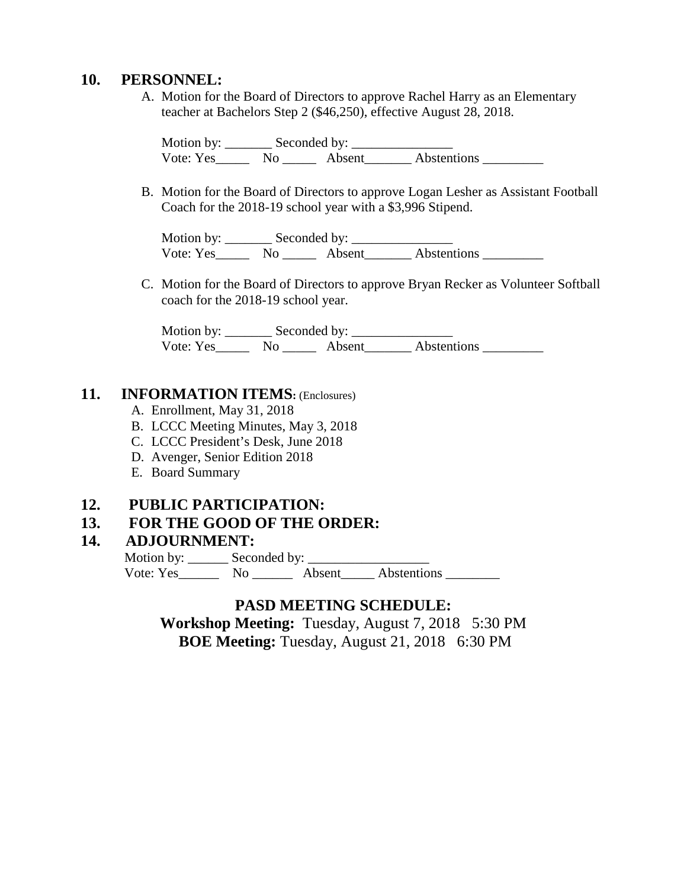## 10. PERSONNEL:

A. Motion for the Board of Directors to approve Rachel Harry as an Elementary teacher at Bachelors Step 2 ($46,250), effective August 28, 2018.

Motion by: _______ Seconded by: _______________
Vote: Yes_____ No _____ Absent_______ Abstentions _________

B. Motion for the Board of Directors to approve Logan Lesher as Assistant Football Coach for the 2018-19 school year with a $3,996 Stipend.

Motion by: _______ Seconded by: _______________
Vote: Yes_____ No _____ Absent_______ Abstentions _________

C. Motion for the Board of Directors to approve Bryan Recker as Volunteer Softball coach for the 2018-19 school year.

Motion by: _______ Seconded by: _______________
Vote: Yes_____ No _____ Absent_______ Abstentions _________

## 11. INFORMATION ITEMS: (Enclosures)

A. Enrollment, May 31, 2018
B. LCCC Meeting Minutes, May 3, 2018
C. LCCC President's Desk, June 2018
D. Avenger, Senior Edition 2018
E. Board Summary

## 12. PUBLIC PARTICIPATION:

## 13. FOR THE GOOD OF THE ORDER:

## 14. ADJOURNMENT:

Motion by: ______ Seconded by: _________________
Vote: Yes______ No ______ Absent_____ Abstentions ________

**PASD MEETING SCHEDULE:**

**Workshop Meeting:** Tuesday, August 7, 2018 5:30 PM

**BOE Meeting:** Tuesday, August 21, 2018 6:30 PM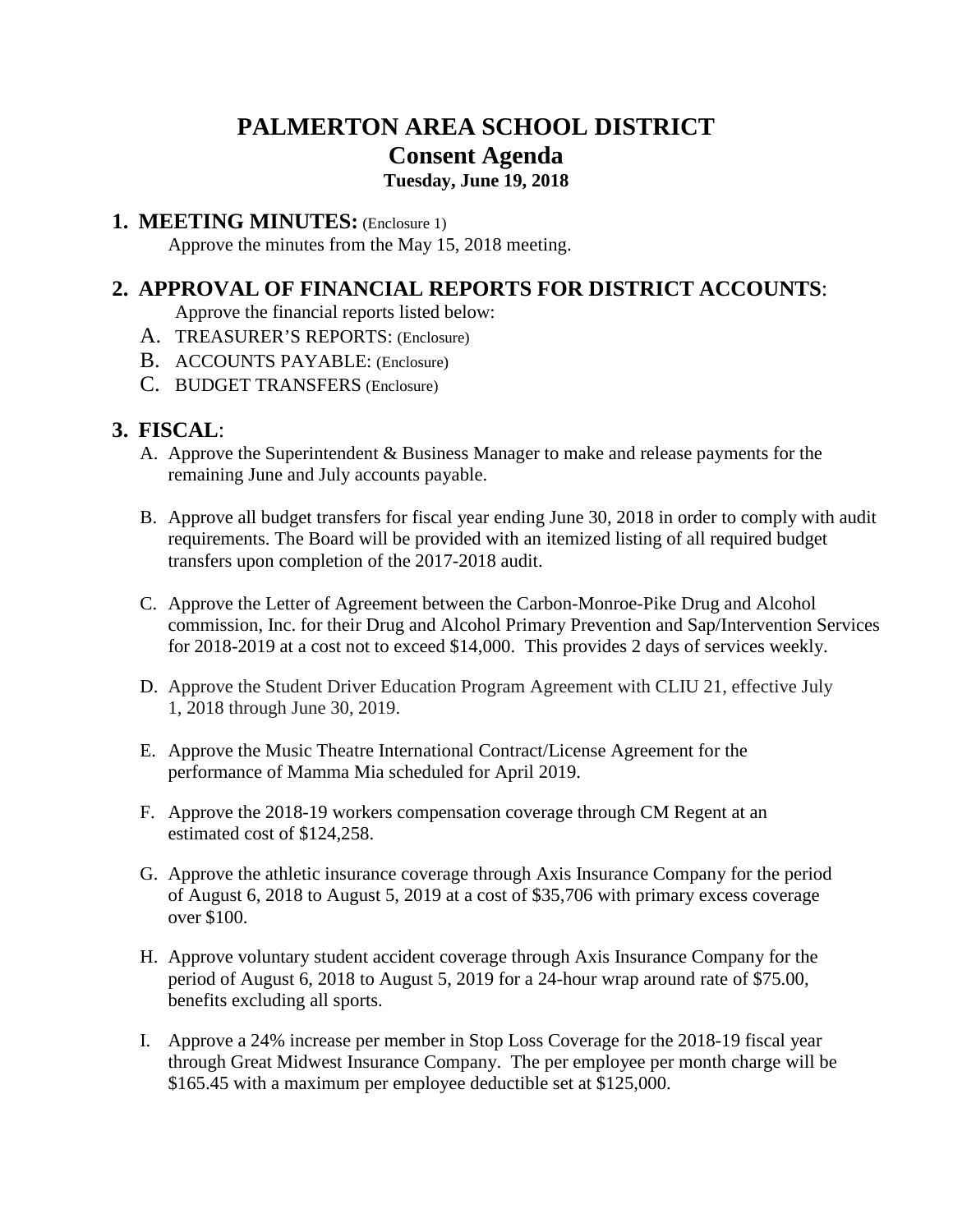# PALMERTON AREA SCHOOL DISTRICT
## Consent Agenda
### Tuesday, June 19, 2018

## 1. MEETING MINUTES: (Enclosure 1)

Approve the minutes from the May 15, 2018 meeting.

## 2. APPROVAL OF FINANCIAL REPORTS FOR DISTRICT ACCOUNTS:

Approve the financial reports listed below:

A. TREASURER'S REPORTS: (Enclosure)
B. ACCOUNTS PAYABLE: (Enclosure)
C. BUDGET TRANSFERS (Enclosure)

## 3. FISCAL:

A. Approve the Superintendent & Business Manager to make and release payments for the remaining June and July accounts payable.

B. Approve all budget transfers for fiscal year ending June 30, 2018 in order to comply with audit requirements. The Board will be provided with an itemized listing of all required budget transfers upon completion of the 2017-2018 audit.

C. Approve the Letter of Agreement between the Carbon-Monroe-Pike Drug and Alcohol commission, Inc. for their Drug and Alcohol Primary Prevention and Sap/Intervention Services for 2018-2019 at a cost not to exceed $14,000. This provides 2 days of services weekly.

D. Approve the Student Driver Education Program Agreement with CLIU 21, effective July 1, 2018 through June 30, 2019.

E. Approve the Music Theatre International Contract/License Agreement for the performance of Mamma Mia scheduled for April 2019.

F. Approve the 2018-19 workers compensation coverage through CM Regent at an estimated cost of $124,258.

G. Approve the athletic insurance coverage through Axis Insurance Company for the period of August 6, 2018 to August 5, 2019 at a cost of $35,706 with primary excess coverage over $100.

H. Approve voluntary student accident coverage through Axis Insurance Company for the period of August 6, 2018 to August 5, 2019 for a 24-hour wrap around rate of $75.00, benefits excluding all sports.

I. Approve a 24% increase per member in Stop Loss Coverage for the 2018-19 fiscal year through Great Midwest Insurance Company. The per employee per month charge will be $165.45 with a maximum per employee deductible set at $125,000.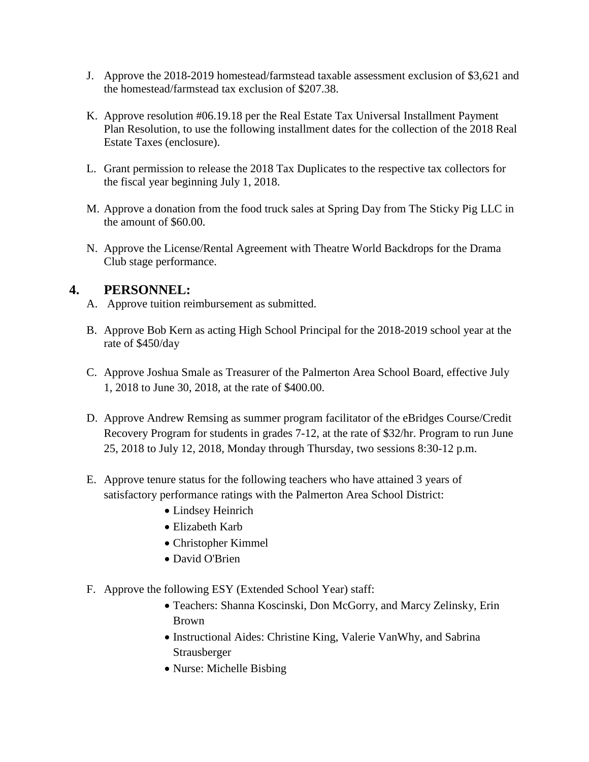J. Approve the 2018-2019 homestead/farmstead taxable assessment exclusion of $3,621 and the homestead/farmstead tax exclusion of $207.38.

K. Approve resolution #06.19.18 per the Real Estate Tax Universal Installment Payment Plan Resolution, to use the following installment dates for the collection of the 2018 Real Estate Taxes (enclosure).

L. Grant permission to release the 2018 Tax Duplicates to the respective tax collectors for the fiscal year beginning July 1, 2018.

M. Approve a donation from the food truck sales at Spring Day from The Sticky Pig LLC in the amount of $60.00.

N. Approve the License/Rental Agreement with Theatre World Backdrops for the Drama Club stage performance.

## 4. PERSONNEL:

A. Approve tuition reimbursement as submitted.

B. Approve Bob Kern as acting High School Principal for the 2018-2019 school year at the rate of $450/day

C. Approve Joshua Smale as Treasurer of the Palmerton Area School Board, effective July 1, 2018 to June 30, 2018, at the rate of $400.00.

D. Approve Andrew Remsing as summer program facilitator of the eBridges Course/Credit Recovery Program for students in grades 7-12, at the rate of $32/hr. Program to run June 25, 2018 to July 12, 2018, Monday through Thursday, two sessions 8:30-12 p.m.

E. Approve tenure status for the following teachers who have attained 3 years of satisfactory performance ratings with the Palmerton Area School District:
   - Lindsey Heinrich
   - Elizabeth Karb
   - Christopher Kimmel
   - David O'Brien

F. Approve the following ESY (Extended School Year) staff:
   - Teachers: Shanna Koscinski, Don McGorry, and Marcy Zelinsky, Erin Brown
   - Instructional Aides: Christine King, Valerie VanWhy, and Sabrina Strausberger
   - Nurse: Michelle Bisbing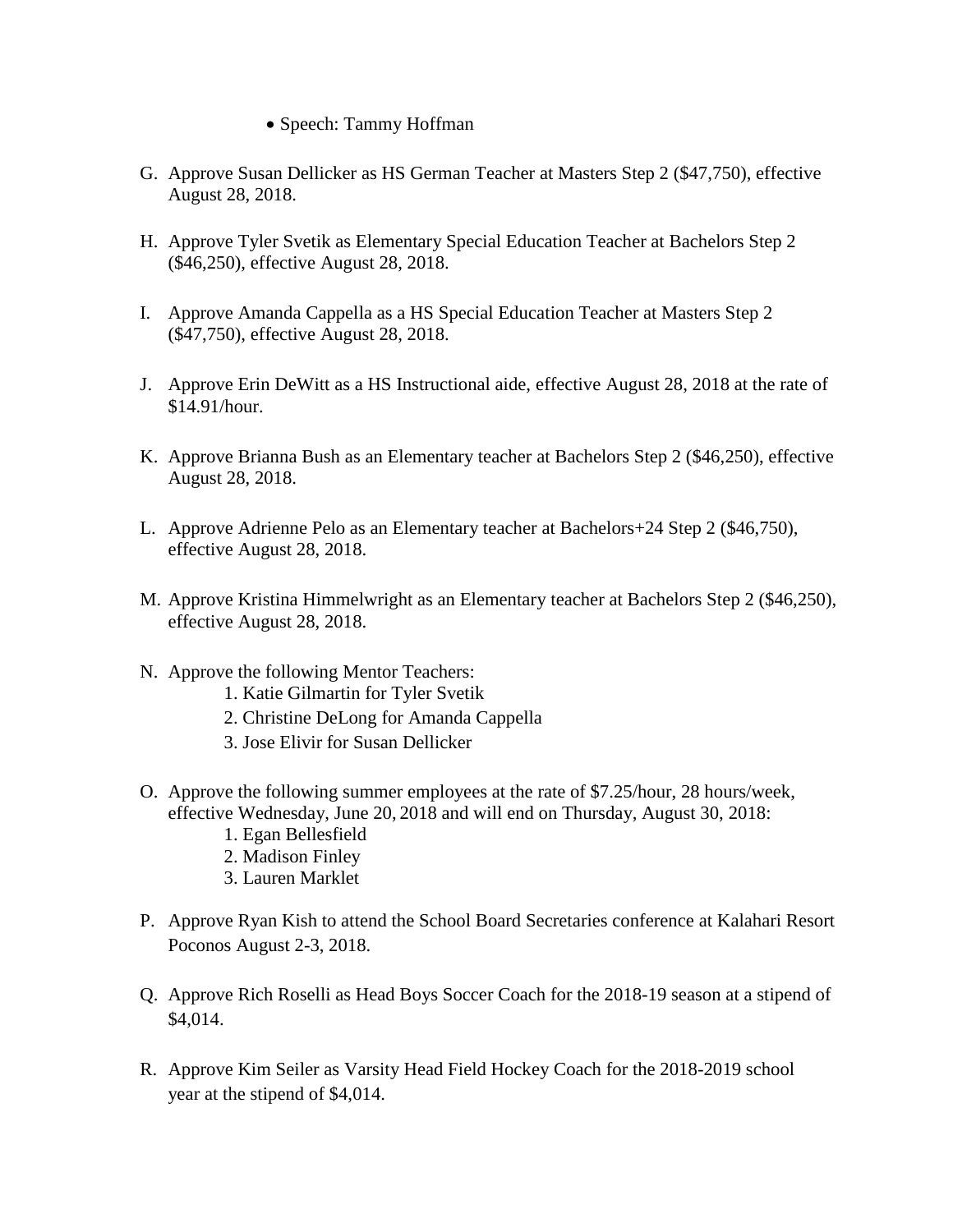- Speech: Tammy Hoffman

G. Approve Susan Dellicker as HS German Teacher at Masters Step 2 ($47,750), effective August 28, 2018.

H. Approve Tyler Svetik as Elementary Special Education Teacher at Bachelors Step 2 ($46,250), effective August 28, 2018.

I. Approve Amanda Cappella as a HS Special Education Teacher at Masters Step 2 ($47,750), effective August 28, 2018.

J. Approve Erin DeWitt as a HS Instructional aide, effective August 28, 2018 at the rate of $14.91/hour.

K. Approve Brianna Bush as an Elementary teacher at Bachelors Step 2 ($46,250), effective August 28, 2018.

L. Approve Adrienne Pelo as an Elementary teacher at Bachelors+24 Step 2 ($46,750), effective August 28, 2018.

M. Approve Kristina Himmelwright as an Elementary teacher at Bachelors Step 2 ($46,250), effective August 28, 2018.

N. Approve the following Mentor Teachers:
   1. Katie Gilmartin for Tyler Svetik
   2. Christine DeLong for Amanda Cappella
   3. Jose Elivir for Susan Dellicker

O. Approve the following summer employees at the rate of $7.25/hour, 28 hours/week, effective Wednesday, June 20, 2018 and will end on Thursday, August 30, 2018:
   1. Egan Bellesfield
   2. Madison Finley
   3. Lauren Marklet

P. Approve Ryan Kish to attend the School Board Secretaries conference at Kalahari Resort Poconos August 2-3, 2018.

Q. Approve Rich Roselli as Head Boys Soccer Coach for the 2018-19 season at a stipend of $4,014.

R. Approve Kim Seiler as Varsity Head Field Hockey Coach for the 2018-2019 school year at the stipend of $4,014.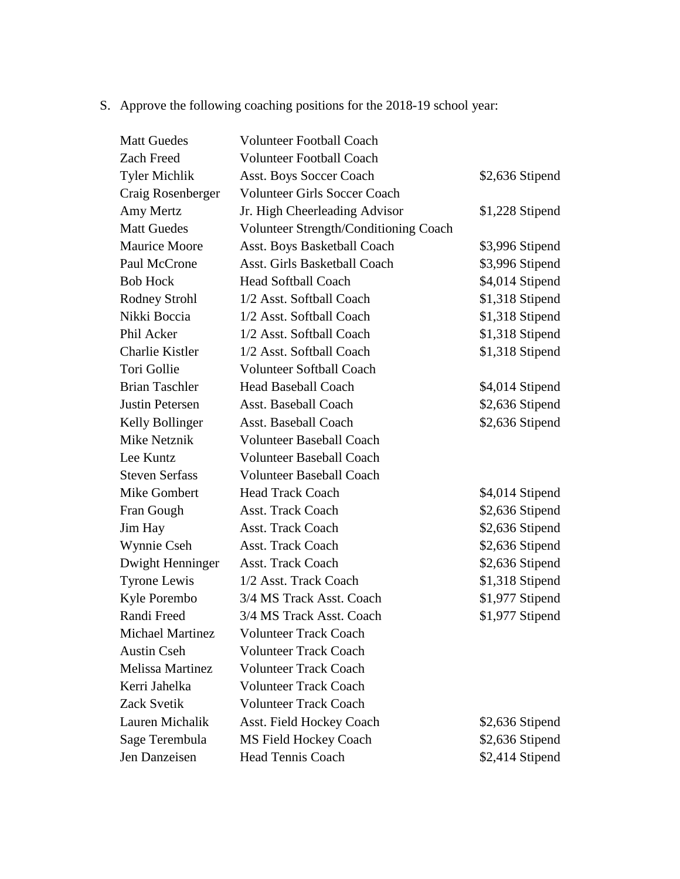S. Approve the following coaching positions for the 2018-19 school year:

| | | |
|---|---|---|
| Matt Guedes | Volunteer Football Coach | |
| Zach Freed | Volunteer Football Coach | |
| Tyler Michlik | Asst. Boys Soccer Coach | $2,636 Stipend |
| Craig Rosenberger | Volunteer Girls Soccer Coach | |
| Amy Mertz | Jr. High Cheerleading Advisor | $1,228 Stipend |
| Matt Guedes | Volunteer Strength/Conditioning Coach | |
| Maurice Moore | Asst. Boys Basketball Coach | $3,996 Stipend |
| Paul McCrone | Asst. Girls Basketball Coach | $3,996 Stipend |
| Bob Hock | Head Softball Coach | $4,014 Stipend |
| Rodney Strohl | 1/2 Asst. Softball Coach | $1,318 Stipend |
| Nikki Boccia | 1/2 Asst. Softball Coach | $1,318 Stipend |
| Phil Acker | 1/2 Asst. Softball Coach | $1,318 Stipend |
| Charlie Kistler | 1/2 Asst. Softball Coach | $1,318 Stipend |
| Tori Gollie | Volunteer Softball Coach | |
| Brian Taschler | Head Baseball Coach | $4,014 Stipend |
| Justin Petersen | Asst. Baseball Coach | $2,636 Stipend |
| Kelly Bollinger | Asst. Baseball Coach | $2,636 Stipend |
| Mike Netznik | Volunteer Baseball Coach | |
| Lee Kuntz | Volunteer Baseball Coach | |
| Steven Serfass | Volunteer Baseball Coach | |
| Mike Gombert | Head Track Coach | $4,014 Stipend |
| Fran Gough | Asst. Track Coach | $2,636 Stipend |
| Jim Hay | Asst. Track Coach | $2,636 Stipend |
| Wynnie Cseh | Asst. Track Coach | $2,636 Stipend |
| Dwight Henninger | Asst. Track Coach | $2,636 Stipend |
| Tyrone Lewis | 1/2 Asst. Track Coach | $1,318 Stipend |
| Kyle Porembo | 3/4 MS Track Asst. Coach | $1,977 Stipend |
| Randi Freed | 3/4 MS Track Asst. Coach | $1,977 Stipend |
| Michael Martinez | Volunteer Track Coach | |
| Austin Cseh | Volunteer Track Coach | |
| Melissa Martinez | Volunteer Track Coach | |
| Kerri Jahelka | Volunteer Track Coach | |
| Zack Svetik | Volunteer Track Coach | |
| Lauren Michalik | Asst. Field Hockey Coach | $2,636 Stipend |
| Sage Terembula | MS Field Hockey Coach | $2,636 Stipend |
| Jen Danzeisen | Head Tennis Coach | $2,414 Stipend |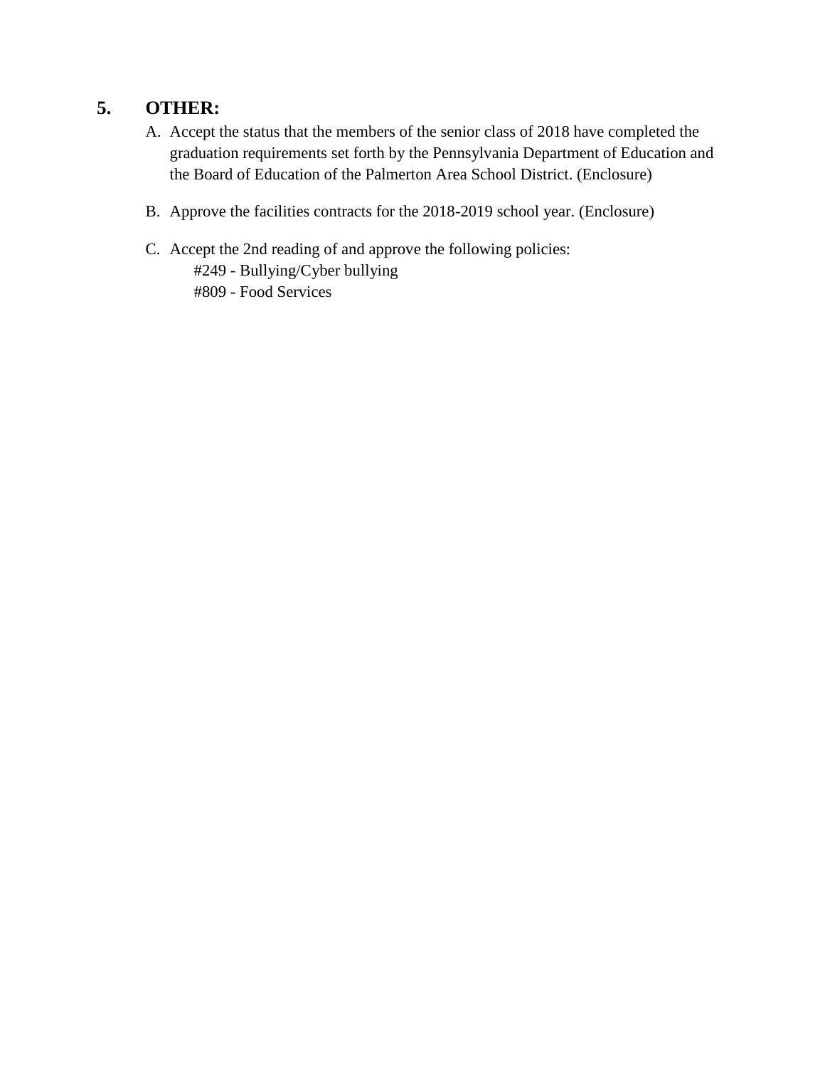## 5. OTHER:

A. Accept the status that the members of the senior class of 2018 have completed the graduation requirements set forth by the Pennsylvania Department of Education and the Board of Education of the Palmerton Area School District. (Enclosure)

B. Approve the facilities contracts for the 2018-2019 school year. (Enclosure)

C. Accept the 2nd reading of and approve the following policies:
   - #249 - Bullying/Cyber bullying
   - #809 - Food Services